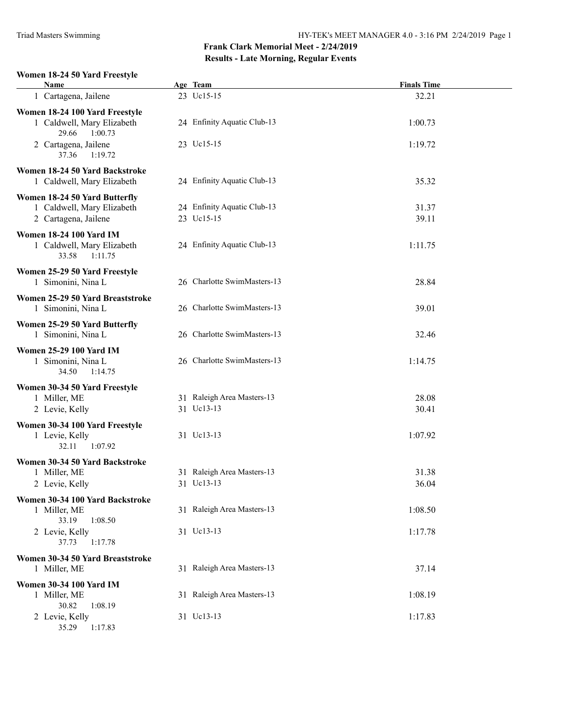# Frank Clark Memorial Meet - 2/24/2019

## Results - Late Morning, Regular Events

### Women 18-24 50 Yard Freestyle

| Name | Age | Team | Finals Time |
|---|---|---|---|
| 1 Cartagena, Jailene | 23 | Uc15-15 | 32.21 |

### Women 18-24 100 Yard Freestyle

| Name | Age | Team | Finals Time |
|---|---|---|---|
| 1 Caldwell, Mary Elizabeth | 24 | Enfinity Aquatic Club-13 | 1:00.73 |
| 29.66 1:00.73 | | | |
| 2 Cartagena, Jailene | 23 | Uc15-15 | 1:19.72 |
| 37.36 1:19.72 | | | |

### Women 18-24 50 Yard Backstroke

| Name | Age | Team | Finals Time |
|---|---|---|---|
| 1 Caldwell, Mary Elizabeth | 24 | Enfinity Aquatic Club-13 | 35.32 |

### Women 18-24 50 Yard Butterfly

| Name | Age | Team | Finals Time |
|---|---|---|---|
| 1 Caldwell, Mary Elizabeth | 24 | Enfinity Aquatic Club-13 | 31.37 |
| 2 Cartagena, Jailene | 23 | Uc15-15 | 39.11 |

### Women 18-24 100 Yard IM

| Name | Age | Team | Finals Time |
|---|---|---|---|
| 1 Caldwell, Mary Elizabeth | 24 | Enfinity Aquatic Club-13 | 1:11.75 |
| 33.58 1:11.75 | | | |

### Women 25-29 50 Yard Freestyle

| Name | Age | Team | Finals Time |
|---|---|---|---|
| 1 Simonini, Nina L | 26 | Charlotte SwimMasters-13 | 28.84 |

### Women 25-29 50 Yard Breaststroke

| Name | Age | Team | Finals Time |
|---|---|---|---|
| 1 Simonini, Nina L | 26 | Charlotte SwimMasters-13 | 39.01 |

### Women 25-29 50 Yard Butterfly

| Name | Age | Team | Finals Time |
|---|---|---|---|
| 1 Simonini, Nina L | 26 | Charlotte SwimMasters-13 | 32.46 |

### Women 25-29 100 Yard IM

| Name | Age | Team | Finals Time |
|---|---|---|---|
| 1 Simonini, Nina L | 26 | Charlotte SwimMasters-13 | 1:14.75 |
| 34.50 1:14.75 | | | |

### Women 30-34 50 Yard Freestyle

| Name | Age | Team | Finals Time |
|---|---|---|---|
| 1 Miller, ME | 31 | Raleigh Area Masters-13 | 28.08 |
| 2 Levie, Kelly | 31 | Uc13-13 | 30.41 |

### Women 30-34 100 Yard Freestyle

| Name | Age | Team | Finals Time |
|---|---|---|---|
| 1 Levie, Kelly | 31 | Uc13-13 | 1:07.92 |
| 32.11 1:07.92 | | | |

### Women 30-34 50 Yard Backstroke

| Name | Age | Team | Finals Time |
|---|---|---|---|
| 1 Miller, ME | 31 | Raleigh Area Masters-13 | 31.38 |
| 2 Levie, Kelly | 31 | Uc13-13 | 36.04 |

### Women 30-34 100 Yard Backstroke

| Name | Age | Team | Finals Time |
|---|---|---|---|
| 1 Miller, ME | 31 | Raleigh Area Masters-13 | 1:08.50 |
| 33.19 1:08.50 | | | |
| 2 Levie, Kelly | 31 | Uc13-13 | 1:17.78 |
| 37.73 1:17.78 | | | |

### Women 30-34 50 Yard Breaststroke

| Name | Age | Team | Finals Time |
|---|---|---|---|
| 1 Miller, ME | 31 | Raleigh Area Masters-13 | 37.14 |

### Women 30-34 100 Yard IM

| Name | Age | Team | Finals Time |
|---|---|---|---|
| 1 Miller, ME | 31 | Raleigh Area Masters-13 | 1:08.19 |
| 30.82 1:08.19 | | | |
| 2 Levie, Kelly | 31 | Uc13-13 | 1:17.83 |
| 35.29 1:17.83 | | | |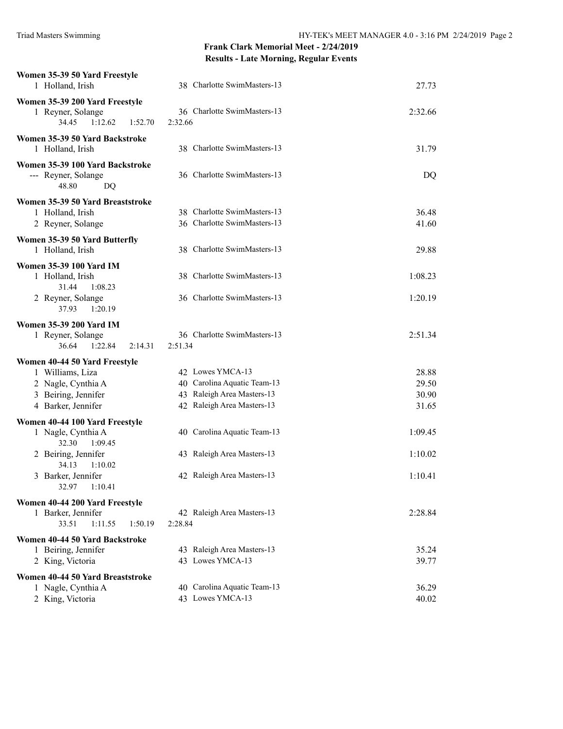**Frank Clark Memorial Meet - 2/24/2019**
**Results - Late Morning, Regular Events**

**Women 35-39 50 Yard Freestyle**

| Place | Name | Age | Team | Time |
|---|---|---|---|---|
| 1 | Holland, Irish | 38 | Charlotte SwimMasters-13 | 27.73 |

**Women 35-39 200 Yard Freestyle**

| Place | Name | Age | Team | Time |
|---|---|---|---|---|
| 1 | Reyner, Solange | 36 | Charlotte SwimMasters-13 | 2:32.66 |
| | 34.45 1:12.62 1:52.70 2:32.66 | | | |

**Women 35-39 50 Yard Backstroke**

| Place | Name | Age | Team | Time |
|---|---|---|---|---|
| 1 | Holland, Irish | 38 | Charlotte SwimMasters-13 | 31.79 |

**Women 35-39 100 Yard Backstroke**

| Place | Name | Age | Team | Time |
|---|---|---|---|---|
| --- | Reyner, Solange | 36 | Charlotte SwimMasters-13 | DQ |
| | 48.80 DQ | | | |

**Women 35-39 50 Yard Breaststroke**

| Place | Name | Age | Team | Time |
|---|---|---|---|---|
| 1 | Holland, Irish | 38 | Charlotte SwimMasters-13 | 36.48 |
| 2 | Reyner, Solange | 36 | Charlotte SwimMasters-13 | 41.60 |

**Women 35-39 50 Yard Butterfly**

| Place | Name | Age | Team | Time |
|---|---|---|---|---|
| 1 | Holland, Irish | 38 | Charlotte SwimMasters-13 | 29.88 |

**Women 35-39 100 Yard IM**

| Place | Name | Age | Team | Time |
|---|---|---|---|---|
| 1 | Holland, Irish | 38 | Charlotte SwimMasters-13 | 1:08.23 |
| | 31.44 1:08.23 | | | |
| 2 | Reyner, Solange | 36 | Charlotte SwimMasters-13 | 1:20.19 |
| | 37.93 1:20.19 | | | |

**Women 35-39 200 Yard IM**

| Place | Name | Age | Team | Time |
|---|---|---|---|---|
| 1 | Reyner, Solange | 36 | Charlotte SwimMasters-13 | 2:51.34 |
| | 36.64 1:22.84 2:14.31 2:51.34 | | | |

**Women 40-44 50 Yard Freestyle**

| Place | Name | Age | Team | Time |
|---|---|---|---|---|
| 1 | Williams, Liza | 42 | Lowes YMCA-13 | 28.88 |
| 2 | Nagle, Cynthia A | 40 | Carolina Aquatic Team-13 | 29.50 |
| 3 | Beiring, Jennifer | 43 | Raleigh Area Masters-13 | 30.90 |
| 4 | Barker, Jennifer | 42 | Raleigh Area Masters-13 | 31.65 |

**Women 40-44 100 Yard Freestyle**

| Place | Name | Age | Team | Time |
|---|---|---|---|---|
| 1 | Nagle, Cynthia A | 40 | Carolina Aquatic Team-13 | 1:09.45 |
| | 32.30 1:09.45 | | | |
| 2 | Beiring, Jennifer | 43 | Raleigh Area Masters-13 | 1:10.02 |
| | 34.13 1:10.02 | | | |
| 3 | Barker, Jennifer | 42 | Raleigh Area Masters-13 | 1:10.41 |
| | 32.97 1:10.41 | | | |

**Women 40-44 200 Yard Freestyle**

| Place | Name | Age | Team | Time |
|---|---|---|---|---|
| 1 | Barker, Jennifer | 42 | Raleigh Area Masters-13 | 2:28.84 |
| | 33.51 1:11.55 1:50.19 2:28.84 | | | |

**Women 40-44 50 Yard Backstroke**

| Place | Name | Age | Team | Time |
|---|---|---|---|---|
| 1 | Beiring, Jennifer | 43 | Raleigh Area Masters-13 | 35.24 |
| 2 | King, Victoria | 43 | Lowes YMCA-13 | 39.77 |

**Women 40-44 50 Yard Breaststroke**

| Place | Name | Age | Team | Time |
|---|---|---|---|---|
| 1 | Nagle, Cynthia A | 40 | Carolina Aquatic Team-13 | 36.29 |
| 2 | King, Victoria | 43 | Lowes YMCA-13 | 40.02 |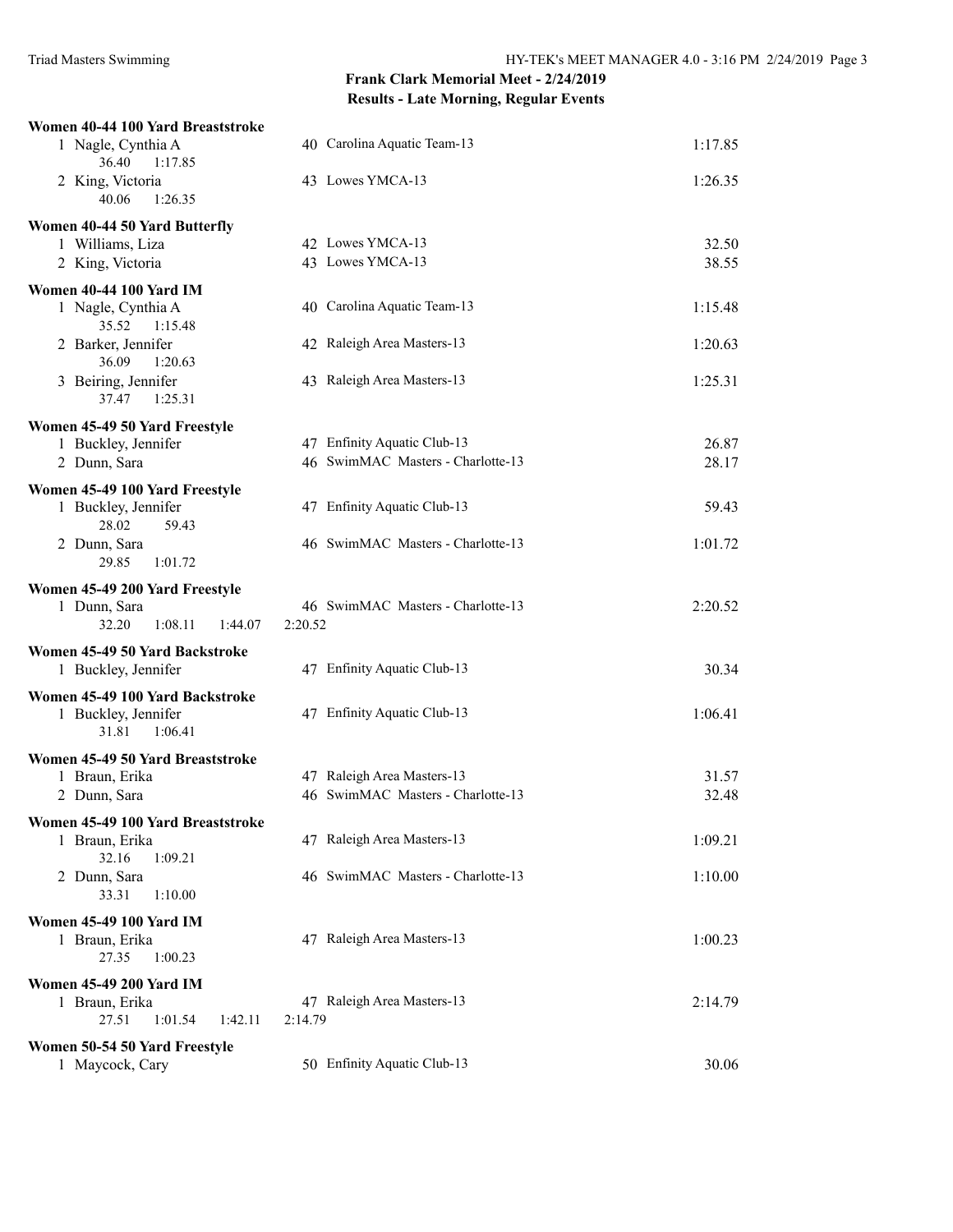## Frank Clark Memorial Meet - 2/24/2019
## Results - Late Morning, Regular Events

### Women 40-44 100 Yard Breaststroke

| Place | Name | Age | Team | Time |
|---|---|---|---|---|
| 1 | Nagle, Cynthia A | 40 | Carolina Aquatic Team-13 | 1:17.85 |
| | 36.40 1:17.85 | | | |
| 2 | King, Victoria | 43 | Lowes YMCA-13 | 1:26.35 |
| | 40.06 1:26.35 | | | |

### Women 40-44 50 Yard Butterfly

| Place | Name | Age | Team | Time |
|---|---|---|---|---|
| 1 | Williams, Liza | 42 | Lowes YMCA-13 | 32.50 |
| 2 | King, Victoria | 43 | Lowes YMCA-13 | 38.55 |

### Women 40-44 100 Yard IM

| Place | Name | Age | Team | Time |
|---|---|---|---|---|
| 1 | Nagle, Cynthia A | 40 | Carolina Aquatic Team-13 | 1:15.48 |
| | 35.52 1:15.48 | | | |
| 2 | Barker, Jennifer | 42 | Raleigh Area Masters-13 | 1:20.63 |
| | 36.09 1:20.63 | | | |
| 3 | Beiring, Jennifer | 43 | Raleigh Area Masters-13 | 1:25.31 |
| | 37.47 1:25.31 | | | |

### Women 45-49 50 Yard Freestyle

| Place | Name | Age | Team | Time |
|---|---|---|---|---|
| 1 | Buckley, Jennifer | 47 | Enfinity Aquatic Club-13 | 26.87 |
| 2 | Dunn, Sara | 46 | SwimMAC Masters - Charlotte-13 | 28.17 |

### Women 45-49 100 Yard Freestyle

| Place | Name | Age | Team | Time |
|---|---|---|---|---|
| 1 | Buckley, Jennifer | 47 | Enfinity Aquatic Club-13 | 59.43 |
| | 28.02 59.43 | | | |
| 2 | Dunn, Sara | 46 | SwimMAC Masters - Charlotte-13 | 1:01.72 |
| | 29.85 1:01.72 | | | |

### Women 45-49 200 Yard Freestyle

| Place | Name | Age | Team | Time |
|---|---|---|---|---|
| 1 | Dunn, Sara | 46 | SwimMAC Masters - Charlotte-13 | 2:20.52 |
| | 32.20 1:08.11 1:44.07 2:20.52 | | | |

### Women 45-49 50 Yard Backstroke

| Place | Name | Age | Team | Time |
|---|---|---|---|---|
| 1 | Buckley, Jennifer | 47 | Enfinity Aquatic Club-13 | 30.34 |

### Women 45-49 100 Yard Backstroke

| Place | Name | Age | Team | Time |
|---|---|---|---|---|
| 1 | Buckley, Jennifer | 47 | Enfinity Aquatic Club-13 | 1:06.41 |
| | 31.81 1:06.41 | | | |

### Women 45-49 50 Yard Breaststroke

| Place | Name | Age | Team | Time |
|---|---|---|---|---|
| 1 | Braun, Erika | 47 | Raleigh Area Masters-13 | 31.57 |
| 2 | Dunn, Sara | 46 | SwimMAC Masters - Charlotte-13 | 32.48 |

### Women 45-49 100 Yard Breaststroke

| Place | Name | Age | Team | Time |
|---|---|---|---|---|
| 1 | Braun, Erika | 47 | Raleigh Area Masters-13 | 1:09.21 |
| | 32.16 1:09.21 | | | |
| 2 | Dunn, Sara | 46 | SwimMAC Masters - Charlotte-13 | 1:10.00 |
| | 33.31 1:10.00 | | | |

### Women 45-49 100 Yard IM

| Place | Name | Age | Team | Time |
|---|---|---|---|---|
| 1 | Braun, Erika | 47 | Raleigh Area Masters-13 | 1:00.23 |
| | 27.35 1:00.23 | | | |

### Women 45-49 200 Yard IM

| Place | Name | Age | Team | Time |
|---|---|---|---|---|
| 1 | Braun, Erika | 47 | Raleigh Area Masters-13 | 2:14.79 |
| | 27.51 1:01.54 1:42.11 2:14.79 | | | |

### Women 50-54 50 Yard Freestyle

| Place | Name | Age | Team | Time |
|---|---|---|---|---|
| 1 | Maycock, Cary | 50 | Enfinity Aquatic Club-13 | 30.06 |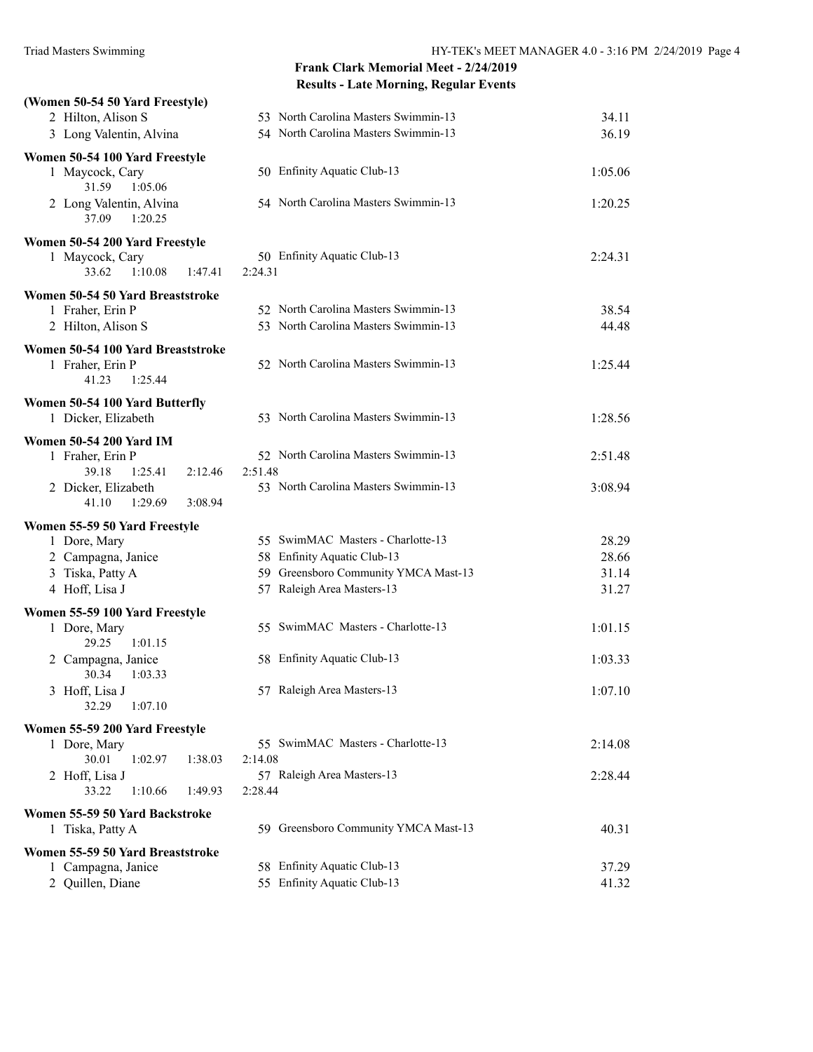## Frank Clark Memorial Meet - 2/24/2019
### Results - Late Morning, Regular Events

**(Women 50-54 50 Yard Freestyle)**

| Place | Name | Age | Team | Time |
|---|---|---|---|---|
| 2 | Hilton, Alison S | 53 | North Carolina Masters Swimmin-13 | 34.11 |
| 3 | Long Valentin, Alvina | 54 | North Carolina Masters Swimmin-13 | 36.19 |

**Women 50-54 100 Yard Freestyle**

| Place | Name | Age | Team | Time |
|---|---|---|---|---|
| 1 | Maycock, Cary | 50 | Enfinity Aquatic Club-13 | 1:05.06 |
| | 31.59 1:05.06 | | | |
| 2 | Long Valentin, Alvina | 54 | North Carolina Masters Swimmin-13 | 1:20.25 |
| | 37.09 1:20.25 | | | |

**Women 50-54 200 Yard Freestyle**

| Place | Name | Age | Team | Time |
|---|---|---|---|---|
| 1 | Maycock, Cary | 50 | Enfinity Aquatic Club-13 | 2:24.31 |
| | 33.62 1:10.08 1:47.41 2:24.31 | | | |

**Women 50-54 50 Yard Breaststroke**

| Place | Name | Age | Team | Time |
|---|---|---|---|---|
| 1 | Fraher, Erin P | 52 | North Carolina Masters Swimmin-13 | 38.54 |
| 2 | Hilton, Alison S | 53 | North Carolina Masters Swimmin-13 | 44.48 |

**Women 50-54 100 Yard Breaststroke**

| Place | Name | Age | Team | Time |
|---|---|---|---|---|
| 1 | Fraher, Erin P | 52 | North Carolina Masters Swimmin-13 | 1:25.44 |
| | 41.23 1:25.44 | | | |

**Women 50-54 100 Yard Butterfly**

| Place | Name | Age | Team | Time |
|---|---|---|---|---|
| 1 | Dicker, Elizabeth | 53 | North Carolina Masters Swimmin-13 | 1:28.56 |

**Women 50-54 200 Yard IM**

| Place | Name | Age | Team | Time |
|---|---|---|---|---|
| 1 | Fraher, Erin P | 52 | North Carolina Masters Swimmin-13 | 2:51.48 |
| | 39.18 1:25.41 2:12.46 2:51.48 | | | |
| 2 | Dicker, Elizabeth | 53 | North Carolina Masters Swimmin-13 | 3:08.94 |
| | 41.10 1:29.69 3:08.94 | | | |

**Women 55-59 50 Yard Freestyle**

| Place | Name | Age | Team | Time |
|---|---|---|---|---|
| 1 | Dore, Mary | 55 | SwimMAC Masters - Charlotte-13 | 28.29 |
| 2 | Campagna, Janice | 58 | Enfinity Aquatic Club-13 | 28.66 |
| 3 | Tiska, Patty A | 59 | Greensboro Community YMCA Mast-13 | 31.14 |
| 4 | Hoff, Lisa J | 57 | Raleigh Area Masters-13 | 31.27 |

**Women 55-59 100 Yard Freestyle**

| Place | Name | Age | Team | Time |
|---|---|---|---|---|
| 1 | Dore, Mary | 55 | SwimMAC Masters - Charlotte-13 | 1:01.15 |
| | 29.25 1:01.15 | | | |
| 2 | Campagna, Janice | 58 | Enfinity Aquatic Club-13 | 1:03.33 |
| | 30.34 1:03.33 | | | |
| 3 | Hoff, Lisa J | 57 | Raleigh Area Masters-13 | 1:07.10 |
| | 32.29 1:07.10 | | | |

**Women 55-59 200 Yard Freestyle**

| Place | Name | Age | Team | Time |
|---|---|---|---|---|
| 1 | Dore, Mary | 55 | SwimMAC Masters - Charlotte-13 | 2:14.08 |
| | 30.01 1:02.97 1:38.03 2:14.08 | | | |
| 2 | Hoff, Lisa J | 57 | Raleigh Area Masters-13 | 2:28.44 |
| | 33.22 1:10.66 1:49.93 2:28.44 | | | |

**Women 55-59 50 Yard Backstroke**

| Place | Name | Age | Team | Time |
|---|---|---|---|---|
| 1 | Tiska, Patty A | 59 | Greensboro Community YMCA Mast-13 | 40.31 |

**Women 55-59 50 Yard Breaststroke**

| Place | Name | Age | Team | Time |
|---|---|---|---|---|
| 1 | Campagna, Janice | 58 | Enfinity Aquatic Club-13 | 37.29 |
| 2 | Quillen, Diane | 55 | Enfinity Aquatic Club-13 | 41.32 |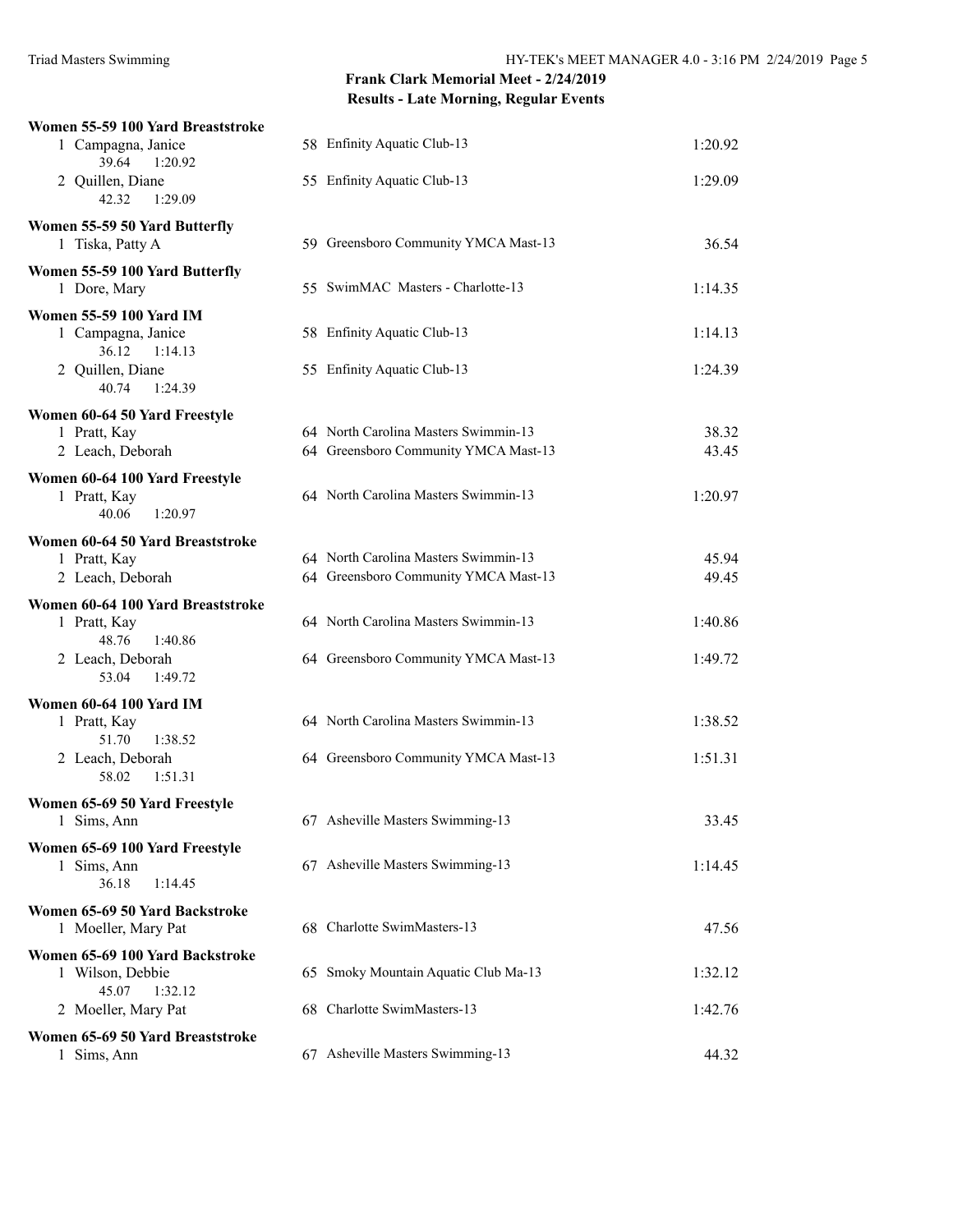## Frank Clark Memorial Meet - 2/24/2019

### Results - Late Morning, Regular Events

**Women 55-59 100 Yard Breaststroke**

| Place | Name | Age | Team | Time |
|---|---|---|---|---|
| 1 | Campagna, Janice | 58 | Enfinity Aquatic Club-13 | 1:20.92 |
| | 39.64 1:20.92 | | | |
| 2 | Quillen, Diane | 55 | Enfinity Aquatic Club-13 | 1:29.09 |
| | 42.32 1:29.09 | | | |

**Women 55-59 50 Yard Butterfly**

| Place | Name | Age | Team | Time |
|---|---|---|---|---|
| 1 | Tiska, Patty A | 59 | Greensboro Community YMCA Mast-13 | 36.54 |

**Women 55-59 100 Yard Butterfly**

| Place | Name | Age | Team | Time |
|---|---|---|---|---|
| 1 | Dore, Mary | 55 | SwimMAC Masters - Charlotte-13 | 1:14.35 |

**Women 55-59 100 Yard IM**

| Place | Name | Age | Team | Time |
|---|---|---|---|---|
| 1 | Campagna, Janice | 58 | Enfinity Aquatic Club-13 | 1:14.13 |
| | 36.12 1:14.13 | | | |
| 2 | Quillen, Diane | 55 | Enfinity Aquatic Club-13 | 1:24.39 |
| | 40.74 1:24.39 | | | |

**Women 60-64 50 Yard Freestyle**

| Place | Name | Age | Team | Time |
|---|---|---|---|---|
| 1 | Pratt, Kay | 64 | North Carolina Masters Swimmin-13 | 38.32 |
| 2 | Leach, Deborah | 64 | Greensboro Community YMCA Mast-13 | 43.45 |

**Women 60-64 100 Yard Freestyle**

| Place | Name | Age | Team | Time |
|---|---|---|---|---|
| 1 | Pratt, Kay | 64 | North Carolina Masters Swimmin-13 | 1:20.97 |
| | 40.06 1:20.97 | | | |

**Women 60-64 50 Yard Breaststroke**

| Place | Name | Age | Team | Time |
|---|---|---|---|---|
| 1 | Pratt, Kay | 64 | North Carolina Masters Swimmin-13 | 45.94 |
| 2 | Leach, Deborah | 64 | Greensboro Community YMCA Mast-13 | 49.45 |

**Women 60-64 100 Yard Breaststroke**

| Place | Name | Age | Team | Time |
|---|---|---|---|---|
| 1 | Pratt, Kay | 64 | North Carolina Masters Swimmin-13 | 1:40.86 |
| | 48.76 1:40.86 | | | |
| 2 | Leach, Deborah | 64 | Greensboro Community YMCA Mast-13 | 1:49.72 |
| | 53.04 1:49.72 | | | |

**Women 60-64 100 Yard IM**

| Place | Name | Age | Team | Time |
|---|---|---|---|---|
| 1 | Pratt, Kay | 64 | North Carolina Masters Swimmin-13 | 1:38.52 |
| | 51.70 1:38.52 | | | |
| 2 | Leach, Deborah | 64 | Greensboro Community YMCA Mast-13 | 1:51.31 |
| | 58.02 1:51.31 | | | |

**Women 65-69 50 Yard Freestyle**

| Place | Name | Age | Team | Time |
|---|---|---|---|---|
| 1 | Sims, Ann | 67 | Asheville Masters Swimming-13 | 33.45 |

**Women 65-69 100 Yard Freestyle**

| Place | Name | Age | Team | Time |
|---|---|---|---|---|
| 1 | Sims, Ann | 67 | Asheville Masters Swimming-13 | 1:14.45 |
| | 36.18 1:14.45 | | | |

**Women 65-69 50 Yard Backstroke**

| Place | Name | Age | Team | Time |
|---|---|---|---|---|
| 1 | Moeller, Mary Pat | 68 | Charlotte SwimMasters-13 | 47.56 |

**Women 65-69 100 Yard Backstroke**

| Place | Name | Age | Team | Time |
|---|---|---|---|---|
| 1 | Wilson, Debbie | 65 | Smoky Mountain Aquatic Club Ma-13 | 1:32.12 |
| | 45.07 1:32.12 | | | |
| 2 | Moeller, Mary Pat | 68 | Charlotte SwimMasters-13 | 1:42.76 |

**Women 65-69 50 Yard Breaststroke**

| Place | Name | Age | Team | Time |
|---|---|---|---|---|
| 1 | Sims, Ann | 67 | Asheville Masters Swimming-13 | 44.32 |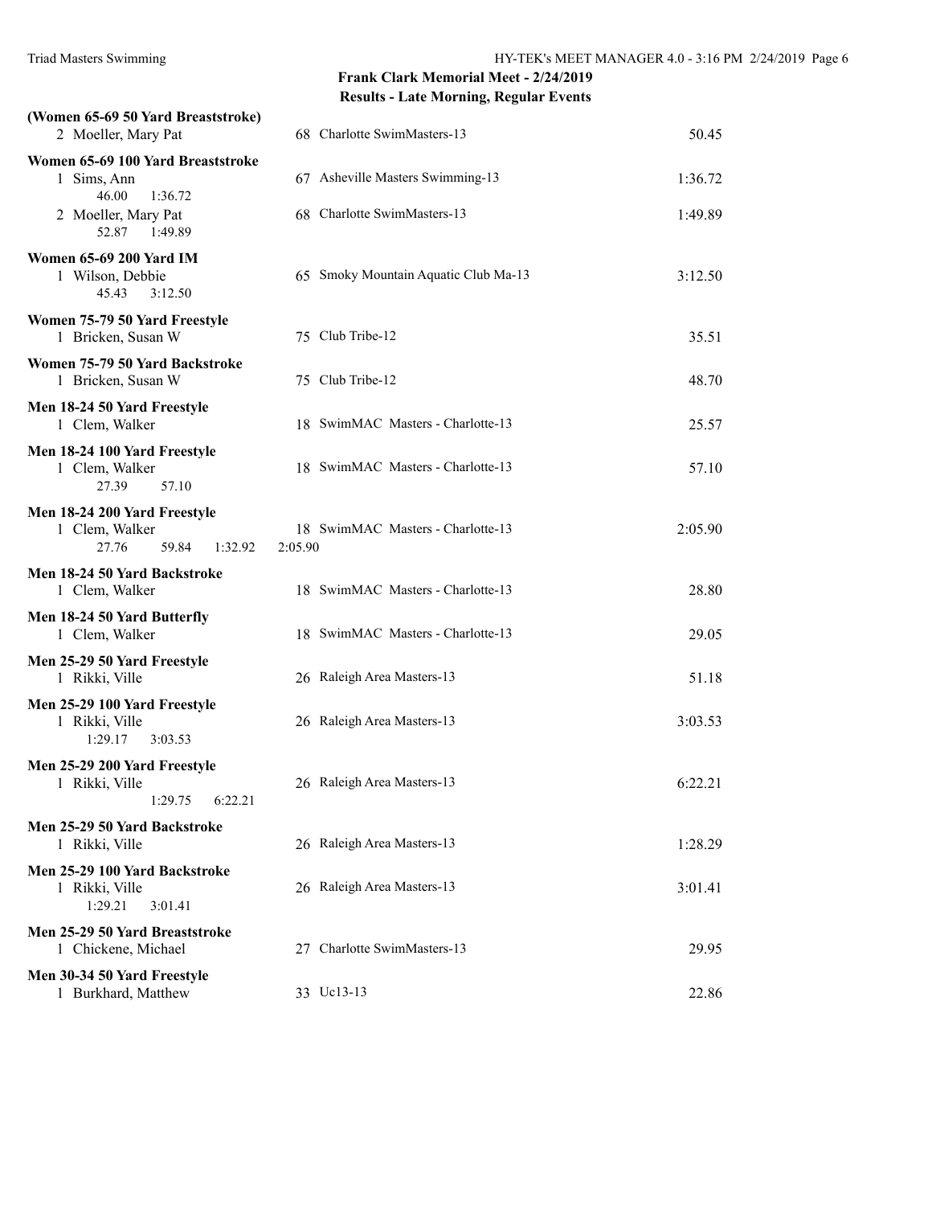**Frank Clark Memorial Meet - 2/24/2019**
**Results - Late Morning, Regular Events**

**(Women 65-69 50 Yard Breaststroke)**

2 Moeller, Mary Pat — 68 Charlotte SwimMasters-13 — 50.45

**Women 65-69 100 Yard Breaststroke**

1 Sims, Ann — 67 Asheville Masters Swimming-13 — 1:36.72
46.00 1:36.72

2 Moeller, Mary Pat — 68 Charlotte SwimMasters-13 — 1:49.89
52.87 1:49.89

**Women 65-69 200 Yard IM**

1 Wilson, Debbie — 65 Smoky Mountain Aquatic Club Ma-13 — 3:12.50
45.43 3:12.50

**Women 75-79 50 Yard Freestyle**

1 Bricken, Susan W — 75 Club Tribe-12 — 35.51

**Women 75-79 50 Yard Backstroke**

1 Bricken, Susan W — 75 Club Tribe-12 — 48.70

**Men 18-24 50 Yard Freestyle**

1 Clem, Walker — 18 SwimMAC Masters - Charlotte-13 — 25.57

**Men 18-24 100 Yard Freestyle**

1 Clem, Walker — 18 SwimMAC Masters - Charlotte-13 — 57.10
27.39 57.10

**Men 18-24 200 Yard Freestyle**

1 Clem, Walker — 18 SwimMAC Masters - Charlotte-13 — 2:05.90
27.76 59.84 1:32.92 2:05.90

**Men 18-24 50 Yard Backstroke**

1 Clem, Walker — 18 SwimMAC Masters - Charlotte-13 — 28.80

**Men 18-24 50 Yard Butterfly**

1 Clem, Walker — 18 SwimMAC Masters - Charlotte-13 — 29.05

**Men 25-29 50 Yard Freestyle**

1 Rikki, Ville — 26 Raleigh Area Masters-13 — 51.18

**Men 25-29 100 Yard Freestyle**

1 Rikki, Ville — 26 Raleigh Area Masters-13 — 3:03.53
1:29.17 3:03.53

**Men 25-29 200 Yard Freestyle**

1 Rikki, Ville — 26 Raleigh Area Masters-13 — 6:22.21
1:29.75 6:22.21

**Men 25-29 50 Yard Backstroke**

1 Rikki, Ville — 26 Raleigh Area Masters-13 — 1:28.29

**Men 25-29 100 Yard Backstroke**

1 Rikki, Ville — 26 Raleigh Area Masters-13 — 3:01.41
1:29.21 3:01.41

**Men 25-29 50 Yard Breaststroke**

1 Chickene, Michael — 27 Charlotte SwimMasters-13 — 29.95

**Men 30-34 50 Yard Freestyle**

1 Burkhard, Matthew — 33 Uc13-13 — 22.86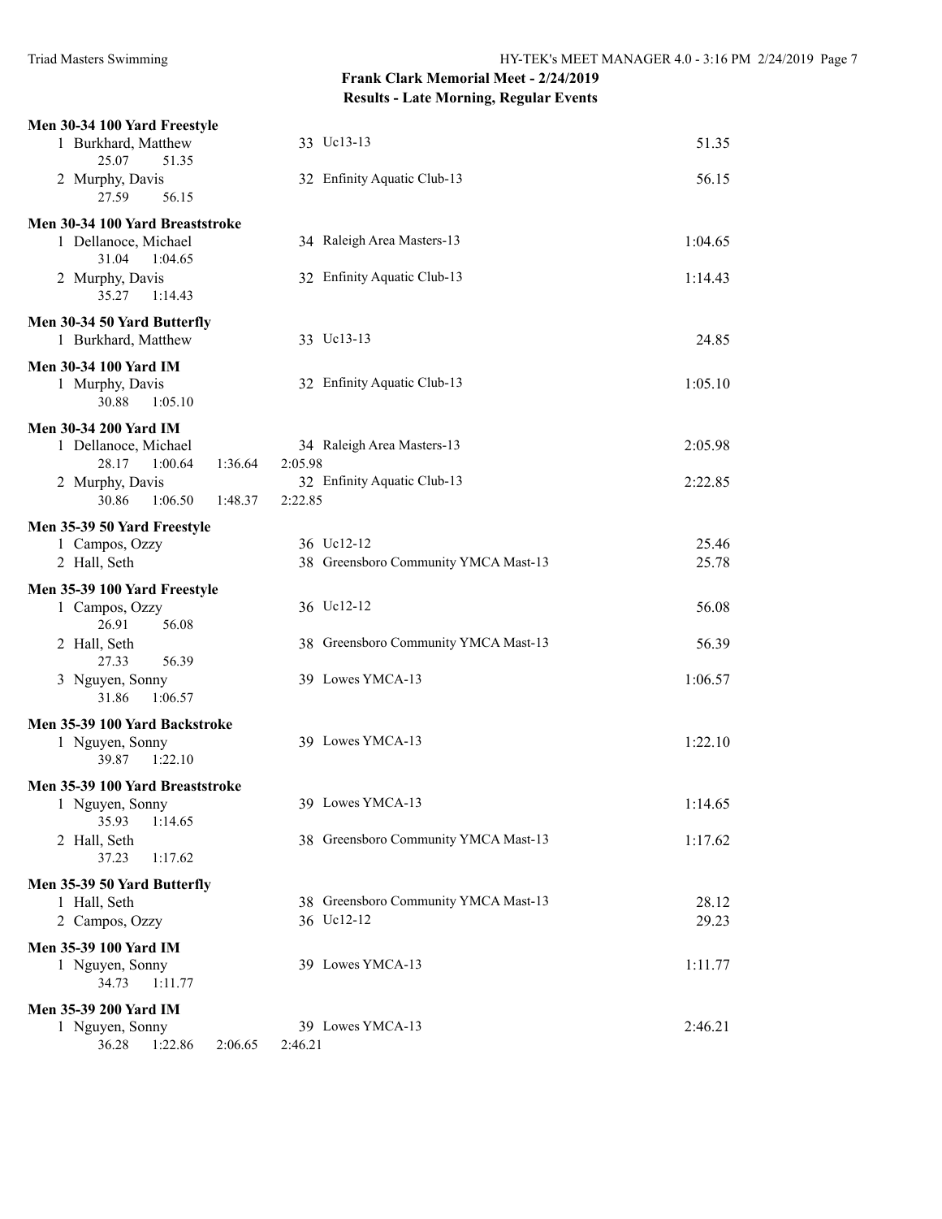## Frank Clark Memorial Meet - 2/24/2019
### Results - Late Morning, Regular Events

**Men 30-34 100 Yard Freestyle**

| Place | Name | Age | Team | Time |
|---|---|---|---|---|
| 1 | Burkhard, Matthew | 33 | Uc13-13 | 51.35 |
| | 25.07 51.35 | | | |
| 2 | Murphy, Davis | 32 | Enfinity Aquatic Club-13 | 56.15 |
| | 27.59 56.15 | | | |

**Men 30-34 100 Yard Breaststroke**

| Place | Name | Age | Team | Time |
|---|---|---|---|---|
| 1 | Dellanoce, Michael | 34 | Raleigh Area Masters-13 | 1:04.65 |
| | 31.04 1:04.65 | | | |
| 2 | Murphy, Davis | 32 | Enfinity Aquatic Club-13 | 1:14.43 |
| | 35.27 1:14.43 | | | |

**Men 30-34 50 Yard Butterfly**

| Place | Name | Age | Team | Time |
|---|---|---|---|---|
| 1 | Burkhard, Matthew | 33 | Uc13-13 | 24.85 |

**Men 30-34 100 Yard IM**

| Place | Name | Age | Team | Time |
|---|---|---|---|---|
| 1 | Murphy, Davis | 32 | Enfinity Aquatic Club-13 | 1:05.10 |
| | 30.88 1:05.10 | | | |

**Men 30-34 200 Yard IM**

| Place | Name | Age | Team | Time |
|---|---|---|---|---|
| 1 | Dellanoce, Michael | 34 | Raleigh Area Masters-13 | 2:05.98 |
| | 28.17 1:00.64 1:36.64 2:05.98 | | | |
| 2 | Murphy, Davis | 32 | Enfinity Aquatic Club-13 | 2:22.85 |
| | 30.86 1:06.50 1:48.37 2:22.85 | | | |

**Men 35-39 50 Yard Freestyle**

| Place | Name | Age | Team | Time |
|---|---|---|---|---|
| 1 | Campos, Ozzy | 36 | Uc12-12 | 25.46 |
| 2 | Hall, Seth | 38 | Greensboro Community YMCA Mast-13 | 25.78 |

**Men 35-39 100 Yard Freestyle**

| Place | Name | Age | Team | Time |
|---|---|---|---|---|
| 1 | Campos, Ozzy | 36 | Uc12-12 | 56.08 |
| | 26.91 56.08 | | | |
| 2 | Hall, Seth | 38 | Greensboro Community YMCA Mast-13 | 56.39 |
| | 27.33 56.39 | | | |
| 3 | Nguyen, Sonny | 39 | Lowes YMCA-13 | 1:06.57 |
| | 31.86 1:06.57 | | | |

**Men 35-39 100 Yard Backstroke**

| Place | Name | Age | Team | Time |
|---|---|---|---|---|
| 1 | Nguyen, Sonny | 39 | Lowes YMCA-13 | 1:22.10 |
| | 39.87 1:22.10 | | | |

**Men 35-39 100 Yard Breaststroke**

| Place | Name | Age | Team | Time |
|---|---|---|---|---|
| 1 | Nguyen, Sonny | 39 | Lowes YMCA-13 | 1:14.65 |
| | 35.93 1:14.65 | | | |
| 2 | Hall, Seth | 38 | Greensboro Community YMCA Mast-13 | 1:17.62 |
| | 37.23 1:17.62 | | | |

**Men 35-39 50 Yard Butterfly**

| Place | Name | Age | Team | Time |
|---|---|---|---|---|
| 1 | Hall, Seth | 38 | Greensboro Community YMCA Mast-13 | 28.12 |
| 2 | Campos, Ozzy | 36 | Uc12-12 | 29.23 |

**Men 35-39 100 Yard IM**

| Place | Name | Age | Team | Time |
|---|---|---|---|---|
| 1 | Nguyen, Sonny | 39 | Lowes YMCA-13 | 1:11.77 |
| | 34.73 1:11.77 | | | |

**Men 35-39 200 Yard IM**

| Place | Name | Age | Team | Time |
|---|---|---|---|---|
| 1 | Nguyen, Sonny | 39 | Lowes YMCA-13 | 2:46.21 |
| | 36.28 1:22.86 2:06.65 2:46.21 | | | |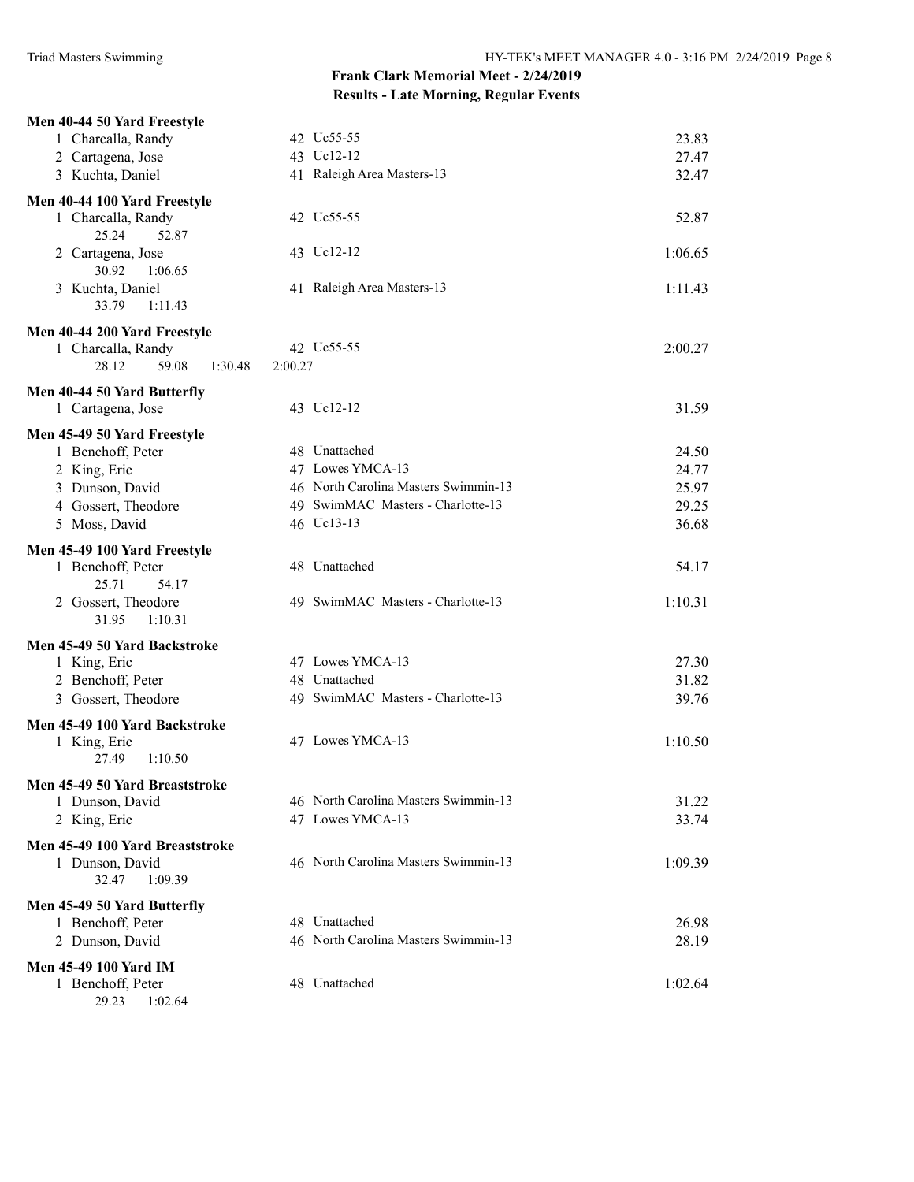## Frank Clark Memorial Meet - 2/24/2019
### Results - Late Morning, Regular Events

**Men 40-44 50 Yard Freestyle**

| Place | Name | Age | Team | Time |
|---|---|---|---|---|
| 1 | Charcalla, Randy | 42 | Uc55-55 | 23.83 |
| 2 | Cartagena, Jose | 43 | Uc12-12 | 27.47 |
| 3 | Kuchta, Daniel | 41 | Raleigh Area Masters-13 | 32.47 |

**Men 40-44 100 Yard Freestyle**

| Place | Name | Age | Team | Time |
|---|---|---|---|---|
| 1 | Charcalla, Randy | 42 | Uc55-55 | 52.87 |
| | 25.24 52.87 | | | |
| 2 | Cartagena, Jose | 43 | Uc12-12 | 1:06.65 |
| | 30.92 1:06.65 | | | |
| 3 | Kuchta, Daniel | 41 | Raleigh Area Masters-13 | 1:11.43 |
| | 33.79 1:11.43 | | | |

**Men 40-44 200 Yard Freestyle**

| Place | Name | Age | Team | Time |
|---|---|---|---|---|
| 1 | Charcalla, Randy | 42 | Uc55-55 | 2:00.27 |
| | 28.12 59.08 1:30.48 2:00.27 | | | |

**Men 40-44 50 Yard Butterfly**

| Place | Name | Age | Team | Time |
|---|---|---|---|---|
| 1 | Cartagena, Jose | 43 | Uc12-12 | 31.59 |

**Men 45-49 50 Yard Freestyle**

| Place | Name | Age | Team | Time |
|---|---|---|---|---|
| 1 | Benchoff, Peter | 48 | Unattached | 24.50 |
| 2 | King, Eric | 47 | Lowes YMCA-13 | 24.77 |
| 3 | Dunson, David | 46 | North Carolina Masters Swimmin-13 | 25.97 |
| 4 | Gossert, Theodore | 49 | SwimMAC Masters - Charlotte-13 | 29.25 |
| 5 | Moss, David | 46 | Uc13-13 | 36.68 |

**Men 45-49 100 Yard Freestyle**

| Place | Name | Age | Team | Time |
|---|---|---|---|---|
| 1 | Benchoff, Peter | 48 | Unattached | 54.17 |
| | 25.71 54.17 | | | |
| 2 | Gossert, Theodore | 49 | SwimMAC Masters - Charlotte-13 | 1:10.31 |
| | 31.95 1:10.31 | | | |

**Men 45-49 50 Yard Backstroke**

| Place | Name | Age | Team | Time |
|---|---|---|---|---|
| 1 | King, Eric | 47 | Lowes YMCA-13 | 27.30 |
| 2 | Benchoff, Peter | 48 | Unattached | 31.82 |
| 3 | Gossert, Theodore | 49 | SwimMAC Masters - Charlotte-13 | 39.76 |

**Men 45-49 100 Yard Backstroke**

| Place | Name | Age | Team | Time |
|---|---|---|---|---|
| 1 | King, Eric | 47 | Lowes YMCA-13 | 1:10.50 |
| | 27.49 1:10.50 | | | |

**Men 45-49 50 Yard Breaststroke**

| Place | Name | Age | Team | Time |
|---|---|---|---|---|
| 1 | Dunson, David | 46 | North Carolina Masters Swimmin-13 | 31.22 |
| 2 | King, Eric | 47 | Lowes YMCA-13 | 33.74 |

**Men 45-49 100 Yard Breaststroke**

| Place | Name | Age | Team | Time |
|---|---|---|---|---|
| 1 | Dunson, David | 46 | North Carolina Masters Swimmin-13 | 1:09.39 |
| | 32.47 1:09.39 | | | |

**Men 45-49 50 Yard Butterfly**

| Place | Name | Age | Team | Time |
|---|---|---|---|---|
| 1 | Benchoff, Peter | 48 | Unattached | 26.98 |
| 2 | Dunson, David | 46 | North Carolina Masters Swimmin-13 | 28.19 |

**Men 45-49 100 Yard IM**

| Place | Name | Age | Team | Time |
|---|---|---|---|---|
| 1 | Benchoff, Peter | 48 | Unattached | 1:02.64 |
| | 29.23 1:02.64 | | | |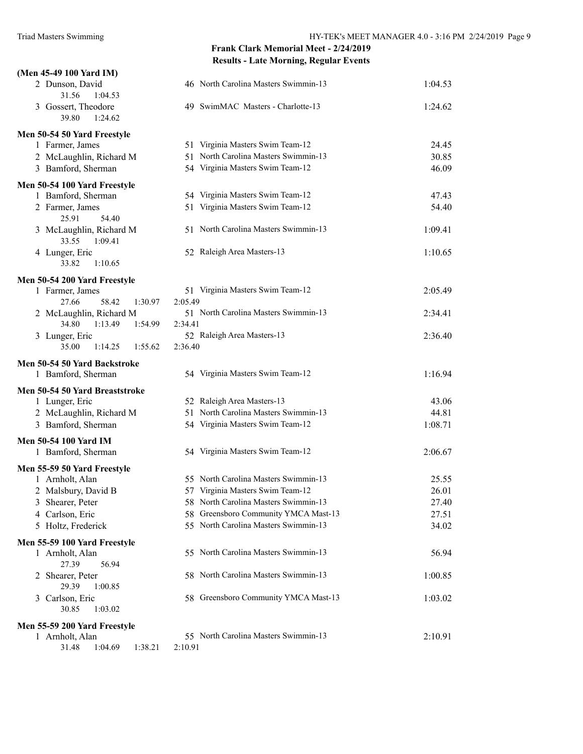## Frank Clark Memorial Meet - 2/24/2019

### Results - Late Morning, Regular Events

**(Men 45-49 100 Yard IM)**

| Place | Name | Age | Team | Time |
|---|---|---|---|---|
| 2 | Dunson, David | 46 | North Carolina Masters Swimmin-13 | 1:04.53 |
| | 31.56 1:04.53 | | | |
| 3 | Gossert, Theodore | 49 | SwimMAC Masters - Charlotte-13 | 1:24.62 |
| | 39.80 1:24.62 | | | |

**Men 50-54 50 Yard Freestyle**

| Place | Name | Age | Team | Time |
|---|---|---|---|---|
| 1 | Farmer, James | 51 | Virginia Masters Swim Team-12 | 24.45 |
| 2 | McLaughlin, Richard M | 51 | North Carolina Masters Swimmin-13 | 30.85 |
| 3 | Bamford, Sherman | 54 | Virginia Masters Swim Team-12 | 46.09 |

**Men 50-54 100 Yard Freestyle**

| Place | Name | Age | Team | Time |
|---|---|---|---|---|
| 1 | Bamford, Sherman | 54 | Virginia Masters Swim Team-12 | 47.43 |
| 2 | Farmer, James | 51 | Virginia Masters Swim Team-12 | 54.40 |
| | 25.91 54.40 | | | |
| 3 | McLaughlin, Richard M | 51 | North Carolina Masters Swimmin-13 | 1:09.41 |
| | 33.55 1:09.41 | | | |
| 4 | Lunger, Eric | 52 | Raleigh Area Masters-13 | 1:10.65 |
| | 33.82 1:10.65 | | | |

**Men 50-54 200 Yard Freestyle**

| Place | Name | Age | Team | Time |
|---|---|---|---|---|
| 1 | Farmer, James | 51 | Virginia Masters Swim Team-12 | 2:05.49 |
| | 27.66 58.42 1:30.97 2:05.49 | | | |
| 2 | McLaughlin, Richard M | 51 | North Carolina Masters Swimmin-13 | 2:34.41 |
| | 34.80 1:13.49 1:54.99 2:34.41 | | | |
| 3 | Lunger, Eric | 52 | Raleigh Area Masters-13 | 2:36.40 |
| | 35.00 1:14.25 1:55.62 2:36.40 | | | |

**Men 50-54 50 Yard Backstroke**

| Place | Name | Age | Team | Time |
|---|---|---|---|---|
| 1 | Bamford, Sherman | 54 | Virginia Masters Swim Team-12 | 1:16.94 |

**Men 50-54 50 Yard Breaststroke**

| Place | Name | Age | Team | Time |
|---|---|---|---|---|
| 1 | Lunger, Eric | 52 | Raleigh Area Masters-13 | 43.06 |
| 2 | McLaughlin, Richard M | 51 | North Carolina Masters Swimmin-13 | 44.81 |
| 3 | Bamford, Sherman | 54 | Virginia Masters Swim Team-12 | 1:08.71 |

**Men 50-54 100 Yard IM**

| Place | Name | Age | Team | Time |
|---|---|---|---|---|
| 1 | Bamford, Sherman | 54 | Virginia Masters Swim Team-12 | 2:06.67 |

**Men 55-59 50 Yard Freestyle**

| Place | Name | Age | Team | Time |
|---|---|---|---|---|
| 1 | Arnholt, Alan | 55 | North Carolina Masters Swimmin-13 | 25.55 |
| 2 | Malsbury, David B | 57 | Virginia Masters Swim Team-12 | 26.01 |
| 3 | Shearer, Peter | 58 | North Carolina Masters Swimmin-13 | 27.40 |
| 4 | Carlson, Eric | 58 | Greensboro Community YMCA Mast-13 | 27.51 |
| 5 | Holtz, Frederick | 55 | North Carolina Masters Swimmin-13 | 34.02 |

**Men 55-59 100 Yard Freestyle**

| Place | Name | Age | Team | Time |
|---|---|---|---|---|
| 1 | Arnholt, Alan | 55 | North Carolina Masters Swimmin-13 | 56.94 |
| | 27.39 56.94 | | | |
| 2 | Shearer, Peter | 58 | North Carolina Masters Swimmin-13 | 1:00.85 |
| | 29.39 1:00.85 | | | |
| 3 | Carlson, Eric | 58 | Greensboro Community YMCA Mast-13 | 1:03.02 |
| | 30.85 1:03.02 | | | |

**Men 55-59 200 Yard Freestyle**

| Place | Name | Age | Team | Time |
|---|---|---|---|---|
| 1 | Arnholt, Alan | 55 | North Carolina Masters Swimmin-13 | 2:10.91 |
| | 31.48 1:04.69 1:38.21 2:10.91 | | | |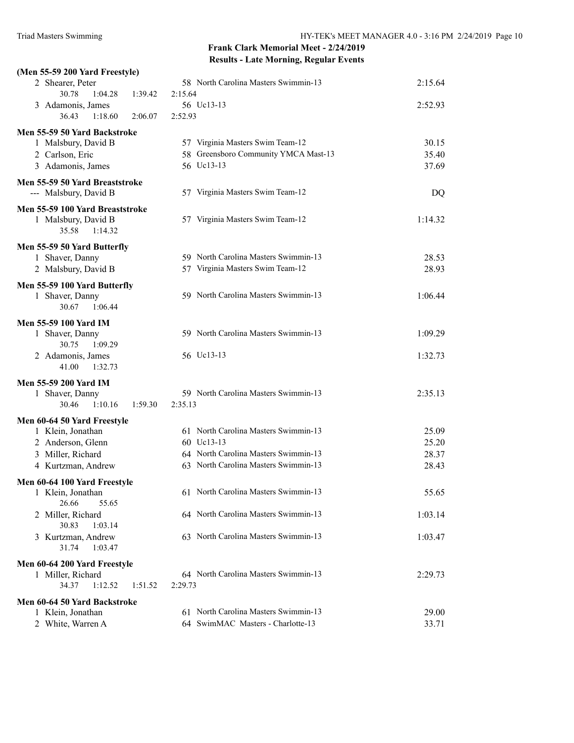## Frank Clark Memorial Meet - 2/24/2019

### Results - Late Morning, Regular Events

**(Men 55-59 200 Yard Freestyle)**

| Place | Name | Age | Team | Time |
|---|---|---|---|---|
| 2 | Shearer, Peter | 58 | North Carolina Masters Swimmin-13 | 2:15.64 |
| | 30.78 1:04.28 1:39.42 2:15.64 | | | |
| 3 | Adamonis, James | 56 | Uc13-13 | 2:52.93 |
| | 36.43 1:18.60 2:06.07 2:52.93 | | | |

**Men 55-59 50 Yard Backstroke**

| Place | Name | Age | Team | Time |
|---|---|---|---|---|
| 1 | Malsbury, David B | 57 | Virginia Masters Swim Team-12 | 30.15 |
| 2 | Carlson, Eric | 58 | Greensboro Community YMCA Mast-13 | 35.40 |
| 3 | Adamonis, James | 56 | Uc13-13 | 37.69 |

**Men 55-59 50 Yard Breaststroke**

| Place | Name | Age | Team | Time |
|---|---|---|---|---|
| --- | Malsbury, David B | 57 | Virginia Masters Swim Team-12 | DQ |

**Men 55-59 100 Yard Breaststroke**

| Place | Name | Age | Team | Time |
|---|---|---|---|---|
| 1 | Malsbury, David B | 57 | Virginia Masters Swim Team-12 | 1:14.32 |
| | 35.58 1:14.32 | | | |

**Men 55-59 50 Yard Butterfly**

| Place | Name | Age | Team | Time |
|---|---|---|---|---|
| 1 | Shaver, Danny | 59 | North Carolina Masters Swimmin-13 | 28.53 |
| 2 | Malsbury, David B | 57 | Virginia Masters Swim Team-12 | 28.93 |

**Men 55-59 100 Yard Butterfly**

| Place | Name | Age | Team | Time |
|---|---|---|---|---|
| 1 | Shaver, Danny | 59 | North Carolina Masters Swimmin-13 | 1:06.44 |
| | 30.67 1:06.44 | | | |

**Men 55-59 100 Yard IM**

| Place | Name | Age | Team | Time |
|---|---|---|---|---|
| 1 | Shaver, Danny | 59 | North Carolina Masters Swimmin-13 | 1:09.29 |
| | 30.75 1:09.29 | | | |
| 2 | Adamonis, James | 56 | Uc13-13 | 1:32.73 |
| | 41.00 1:32.73 | | | |

**Men 55-59 200 Yard IM**

| Place | Name | Age | Team | Time |
|---|---|---|---|---|
| 1 | Shaver, Danny | 59 | North Carolina Masters Swimmin-13 | 2:35.13 |
| | 30.46 1:10.16 1:59.30 2:35.13 | | | |

**Men 60-64 50 Yard Freestyle**

| Place | Name | Age | Team | Time |
|---|---|---|---|---|
| 1 | Klein, Jonathan | 61 | North Carolina Masters Swimmin-13 | 25.09 |
| 2 | Anderson, Glenn | 60 | Uc13-13 | 25.20 |
| 3 | Miller, Richard | 64 | North Carolina Masters Swimmin-13 | 28.37 |
| 4 | Kurtzman, Andrew | 63 | North Carolina Masters Swimmin-13 | 28.43 |

**Men 60-64 100 Yard Freestyle**

| Place | Name | Age | Team | Time |
|---|---|---|---|---|
| 1 | Klein, Jonathan | 61 | North Carolina Masters Swimmin-13 | 55.65 |
| | 26.66 55.65 | | | |
| 2 | Miller, Richard | 64 | North Carolina Masters Swimmin-13 | 1:03.14 |
| | 30.83 1:03.14 | | | |
| 3 | Kurtzman, Andrew | 63 | North Carolina Masters Swimmin-13 | 1:03.47 |
| | 31.74 1:03.47 | | | |

**Men 60-64 200 Yard Freestyle**

| Place | Name | Age | Team | Time |
|---|---|---|---|---|
| 1 | Miller, Richard | 64 | North Carolina Masters Swimmin-13 | 2:29.73 |
| | 34.37 1:12.52 1:51.52 2:29.73 | | | |

**Men 60-64 50 Yard Backstroke**

| Place | Name | Age | Team | Time |
|---|---|---|---|---|
| 1 | Klein, Jonathan | 61 | North Carolina Masters Swimmin-13 | 29.00 |
| 2 | White, Warren A | 64 | SwimMAC Masters - Charlotte-13 | 33.71 |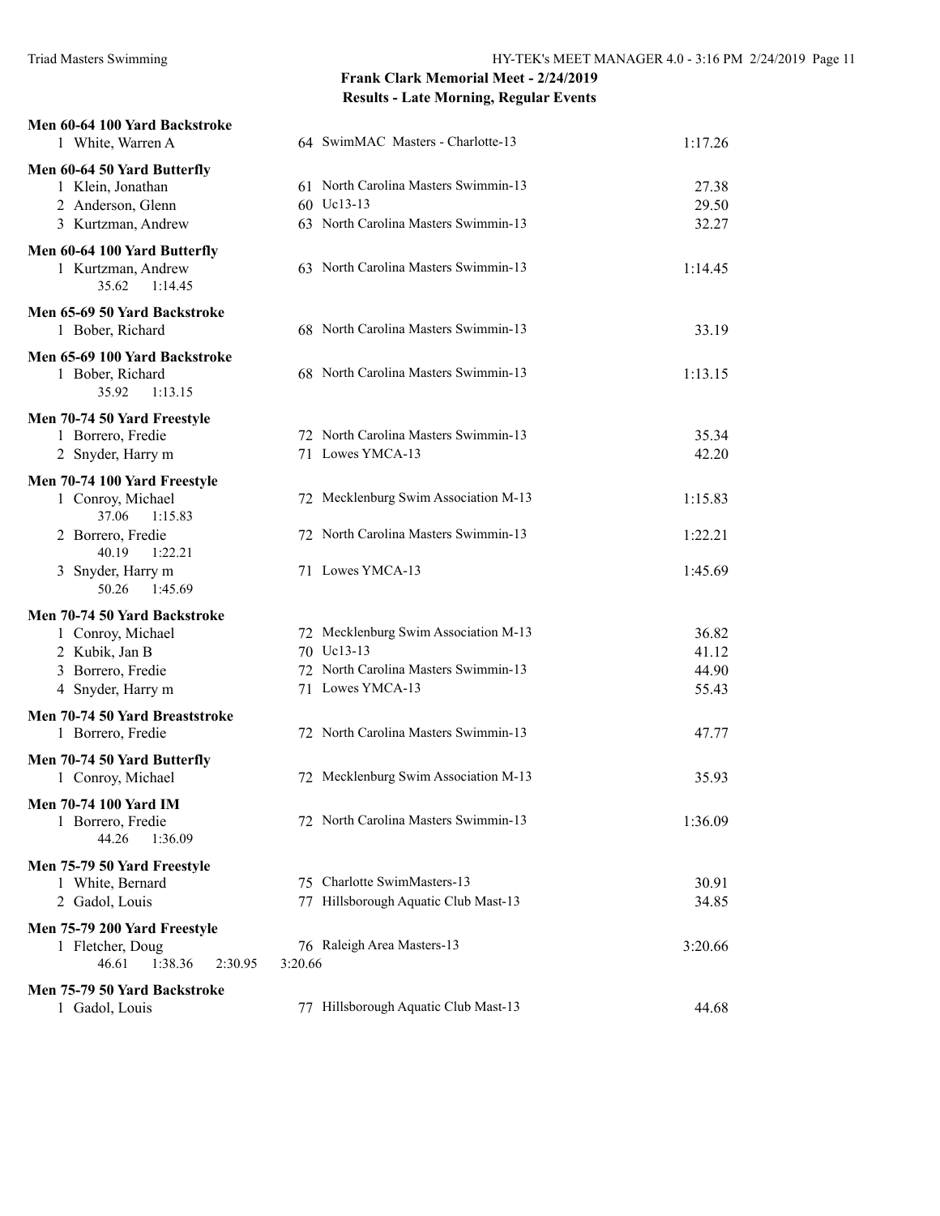## Frank Clark Memorial Meet - 2/24/2019
## Results - Late Morning, Regular Events

**Men 60-64 100 Yard Backstroke**

| | Name | Age | Team | Time |
|---|---|---|---|---|
| 1 | White, Warren A | 64 | SwimMAC Masters - Charlotte-13 | 1:17.26 |

**Men 60-64 50 Yard Butterfly**

| | Name | Age | Team | Time |
|---|---|---|---|---|
| 1 | Klein, Jonathan | 61 | North Carolina Masters Swimmin-13 | 27.38 |
| 2 | Anderson, Glenn | 60 | Uc13-13 | 29.50 |
| 3 | Kurtzman, Andrew | 63 | North Carolina Masters Swimmin-13 | 32.27 |

**Men 60-64 100 Yard Butterfly**

| | Name | Age | Team | Time |
|---|---|---|---|---|
| 1 | Kurtzman, Andrew | 63 | North Carolina Masters Swimmin-13 | 1:14.45 |
| | 35.62 1:14.45 | | | |

**Men 65-69 50 Yard Backstroke**

| | Name | Age | Team | Time |
|---|---|---|---|---|
| 1 | Bober, Richard | 68 | North Carolina Masters Swimmin-13 | 33.19 |

**Men 65-69 100 Yard Backstroke**

| | Name | Age | Team | Time |
|---|---|---|---|---|
| 1 | Bober, Richard | 68 | North Carolina Masters Swimmin-13 | 1:13.15 |
| | 35.92 1:13.15 | | | |

**Men 70-74 50 Yard Freestyle**

| | Name | Age | Team | Time |
|---|---|---|---|---|
| 1 | Borrero, Fredie | 72 | North Carolina Masters Swimmin-13 | 35.34 |
| 2 | Snyder, Harry m | 71 | Lowes YMCA-13 | 42.20 |

**Men 70-74 100 Yard Freestyle**

| | Name | Age | Team | Time |
|---|---|---|---|---|
| 1 | Conroy, Michael | 72 | Mecklenburg Swim Association M-13 | 1:15.83 |
| | 37.06 1:15.83 | | | |
| 2 | Borrero, Fredie | 72 | North Carolina Masters Swimmin-13 | 1:22.21 |
| | 40.19 1:22.21 | | | |
| 3 | Snyder, Harry m | 71 | Lowes YMCA-13 | 1:45.69 |
| | 50.26 1:45.69 | | | |

**Men 70-74 50 Yard Backstroke**

| | Name | Age | Team | Time |
|---|---|---|---|---|
| 1 | Conroy, Michael | 72 | Mecklenburg Swim Association M-13 | 36.82 |
| 2 | Kubik, Jan B | 70 | Uc13-13 | 41.12 |
| 3 | Borrero, Fredie | 72 | North Carolina Masters Swimmin-13 | 44.90 |
| 4 | Snyder, Harry m | 71 | Lowes YMCA-13 | 55.43 |

**Men 70-74 50 Yard Breaststroke**

| | Name | Age | Team | Time |
|---|---|---|---|---|
| 1 | Borrero, Fredie | 72 | North Carolina Masters Swimmin-13 | 47.77 |

**Men 70-74 50 Yard Butterfly**

| | Name | Age | Team | Time |
|---|---|---|---|---|
| 1 | Conroy, Michael | 72 | Mecklenburg Swim Association M-13 | 35.93 |

**Men 70-74 100 Yard IM**

| | Name | Age | Team | Time |
|---|---|---|---|---|
| 1 | Borrero, Fredie | 72 | North Carolina Masters Swimmin-13 | 1:36.09 |
| | 44.26 1:36.09 | | | |

**Men 75-79 50 Yard Freestyle**

| | Name | Age | Team | Time |
|---|---|---|---|---|
| 1 | White, Bernard | 75 | Charlotte SwimMasters-13 | 30.91 |
| 2 | Gadol, Louis | 77 | Hillsborough Aquatic Club Mast-13 | 34.85 |

**Men 75-79 200 Yard Freestyle**

| | Name | Age | Team | Time |
|---|---|---|---|---|
| 1 | Fletcher, Doug | 76 | Raleigh Area Masters-13 | 3:20.66 |
| | 46.61 1:38.36 2:30.95 3:20.66 | | | |

**Men 75-79 50 Yard Backstroke**

| | Name | Age | Team | Time |
|---|---|---|---|---|
| 1 | Gadol, Louis | 77 | Hillsborough Aquatic Club Mast-13 | 44.68 |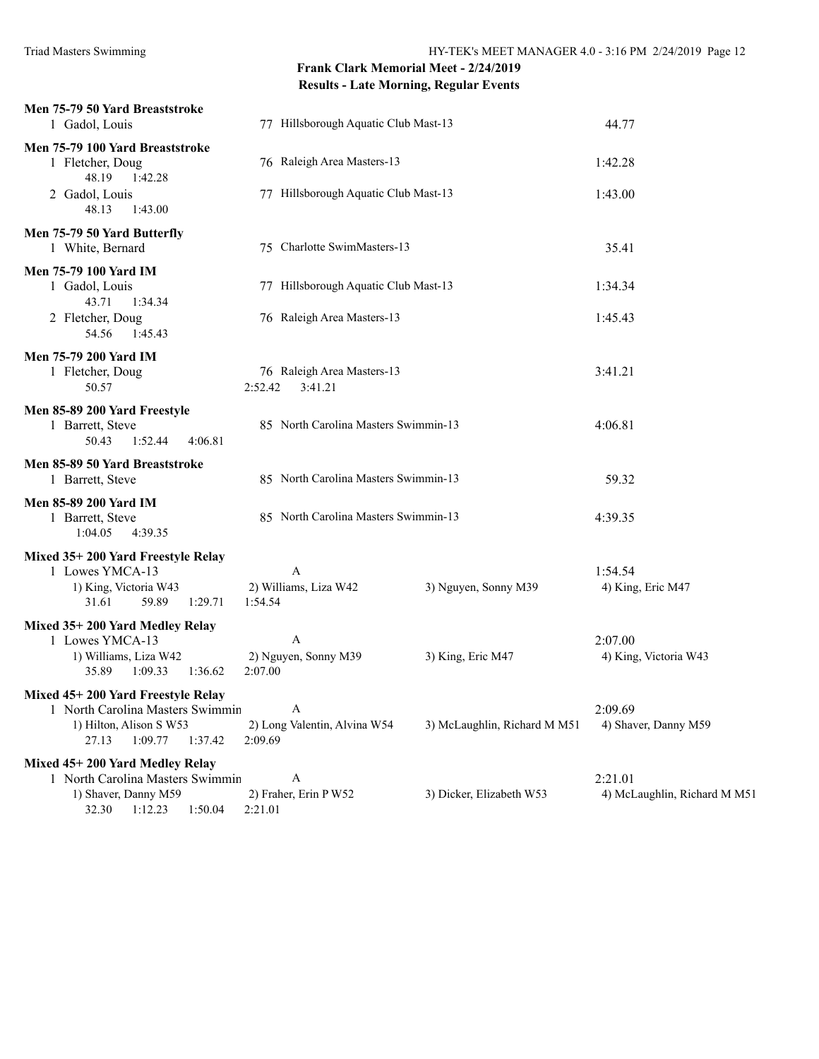## Frank Clark Memorial Meet - 2/24/2019
## Results - Late Morning, Regular Events

**Men 75-79 50 Yard Breaststroke**

1 Gadol, Louis — 77 Hillsborough Aquatic Club Mast-13 — 44.77

**Men 75-79 100 Yard Breaststroke**

1 Fletcher, Doug — 76 Raleigh Area Masters-13 — 1:42.28
48.19 1:42.28

2 Gadol, Louis — 77 Hillsborough Aquatic Club Mast-13 — 1:43.00
48.13 1:43.00

**Men 75-79 50 Yard Butterfly**

1 White, Bernard — 75 Charlotte SwimMasters-13 — 35.41

**Men 75-79 100 Yard IM**

1 Gadol, Louis — 77 Hillsborough Aquatic Club Mast-13 — 1:34.34
43.71 1:34.34

2 Fletcher, Doug — 76 Raleigh Area Masters-13 — 1:45.43
54.56 1:45.43

**Men 75-79 200 Yard IM**

1 Fletcher, Doug — 76 Raleigh Area Masters-13 — 3:41.21
50.57 2:52.42 3:41.21

**Men 85-89 200 Yard Freestyle**

1 Barrett, Steve — 85 North Carolina Masters Swimmin-13 — 4:06.81
50.43 1:52.44 4:06.81

**Men 85-89 50 Yard Breaststroke**

1 Barrett, Steve — 85 North Carolina Masters Swimmin-13 — 59.32

**Men 85-89 200 Yard IM**

1 Barrett, Steve — 85 North Carolina Masters Swimmin-13 — 4:39.35
1:04.05 4:39.35

**Mixed 35+ 200 Yard Freestyle Relay**

1 Lowes YMCA-13 — A — 1:54.54
1) King, Victoria W43 — 2) Williams, Liza W42 — 3) Nguyen, Sonny M39 — 4) King, Eric M47
31.61 59.89 1:29.71 1:54.54

**Mixed 35+ 200 Yard Medley Relay**

1 Lowes YMCA-13 — A — 2:07.00
1) Williams, Liza W42 — 2) Nguyen, Sonny M39 — 3) King, Eric M47 — 4) King, Victoria W43
35.89 1:09.33 1:36.62 2:07.00

**Mixed 45+ 200 Yard Freestyle Relay**

1 North Carolina Masters Swimmin — A — 2:09.69
1) Hilton, Alison S W53 — 2) Long Valentin, Alvina W54 — 3) McLaughlin, Richard M M51 — 4) Shaver, Danny M59
27.13 1:09.77 1:37.42 2:09.69

**Mixed 45+ 200 Yard Medley Relay**

1 North Carolina Masters Swimmin — A — 2:21.01
1) Shaver, Danny M59 — 2) Fraher, Erin P W52 — 3) Dicker, Elizabeth W53 — 4) McLaughlin, Richard M M51
32.30 1:12.23 1:50.04 2:21.01